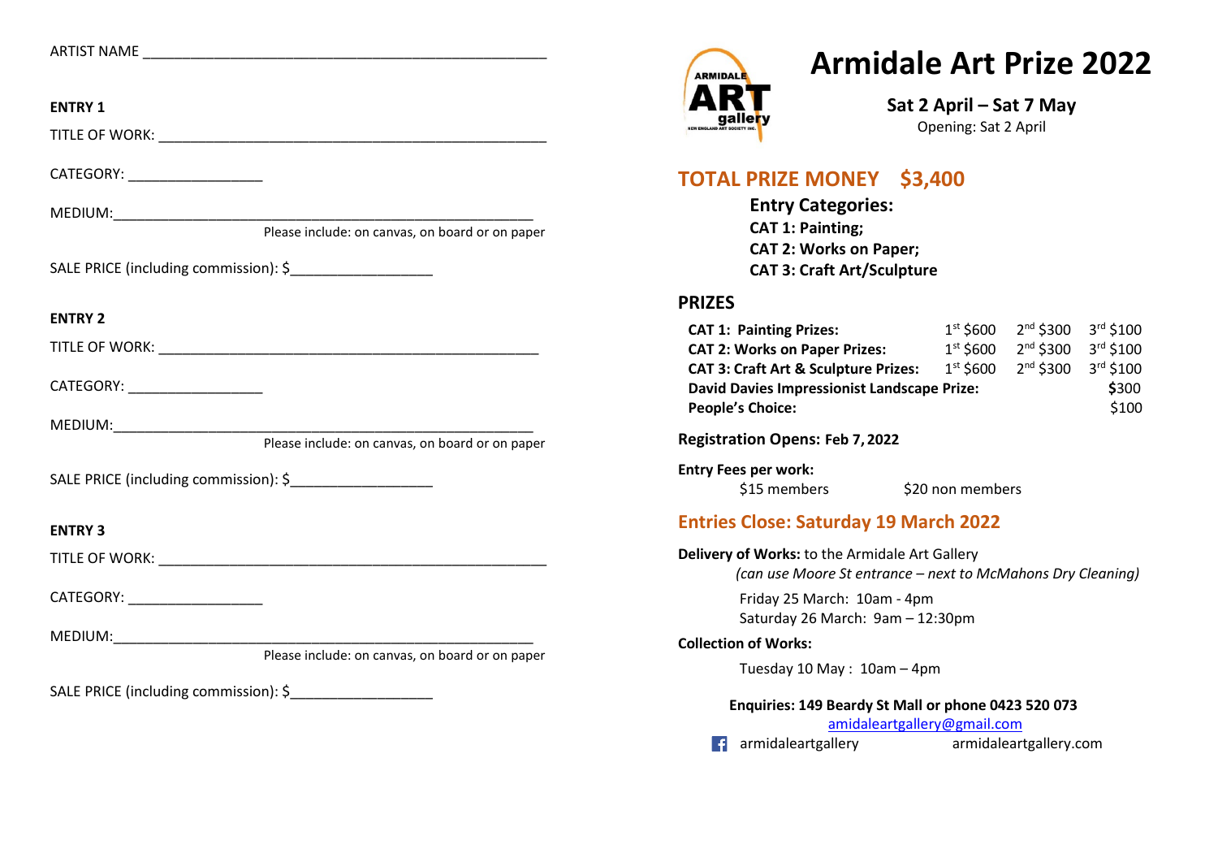ARTIST NAME ____________________________________________________

**ENTRY 1**

TITLE OF WORK: ____________________________________________________

CATEGORY: _________________

MEDIUM: ______________________________________________________

Please include: on canvas, on board or on paper

SALE PRICE (including commission): $__________________

**ENTRY 2**

TITLE OF WORK: ____________________________________________________

CATEGORY: _________________

MEDIUM: ______________________________________________________

Please include: on canvas, on board or on paper

SALE PRICE (including commission): $__________________

**ENTRY 3**

TITLE OF WORK: ____________________________________________________

CATEGORY: _________________

MEDIUM: ______________________________________________________

Please include: on canvas, on board or on paper

SALE PRICE (including commission): $__________________

ARMIDALE ART gallery
NEW ENGLAND ART SOCIETY INC.

# Armidale Art Prize 2022

**Sat 2 April – Sat 7 May**

Opening: Sat 2 April

## TOTAL PRIZE MONEY $3,400

**Entry Categories:**

**CAT 1: Painting;**
**CAT 2: Works on Paper;**
**CAT 3: Craft Art/Sculpture**

## PRIZES

| | | | |
|---|---|---|---|
| **CAT 1: Painting Prizes:** | 1st $600 | 2nd $300 | 3rd $100 |
| **CAT 2: Works on Paper Prizes:** | 1st $600 | 2nd $300 | 3rd $100 |
| **CAT 3: Craft Art & Sculpture Prizes:** | 1st $600 | 2nd $300 | 3rd $100 |
| **David Davies Impressionist Landscape Prize:** | | | $300 |
| **People's Choice:** | | | $100 |

**Registration Opens: Feb 7, 2022**

**Entry Fees per work:**

$15 members $20 non members

## Entries Close: Saturday 19 March 2022

**Delivery of Works:** to the Armidale Art Gallery

*(can use Moore St entrance – next to McMahons Dry Cleaning)*

Friday 25 March: 10am - 4pm
Saturday 26 March: 9am – 12:30pm

**Collection of Works:**

Tuesday 10 May : 10am – 4pm

**Enquiries: 149 Beardy St Mall or phone 0423 520 073**

amidaleartgallery@gmail.com

armidaleartgallery armidaleartgallery.com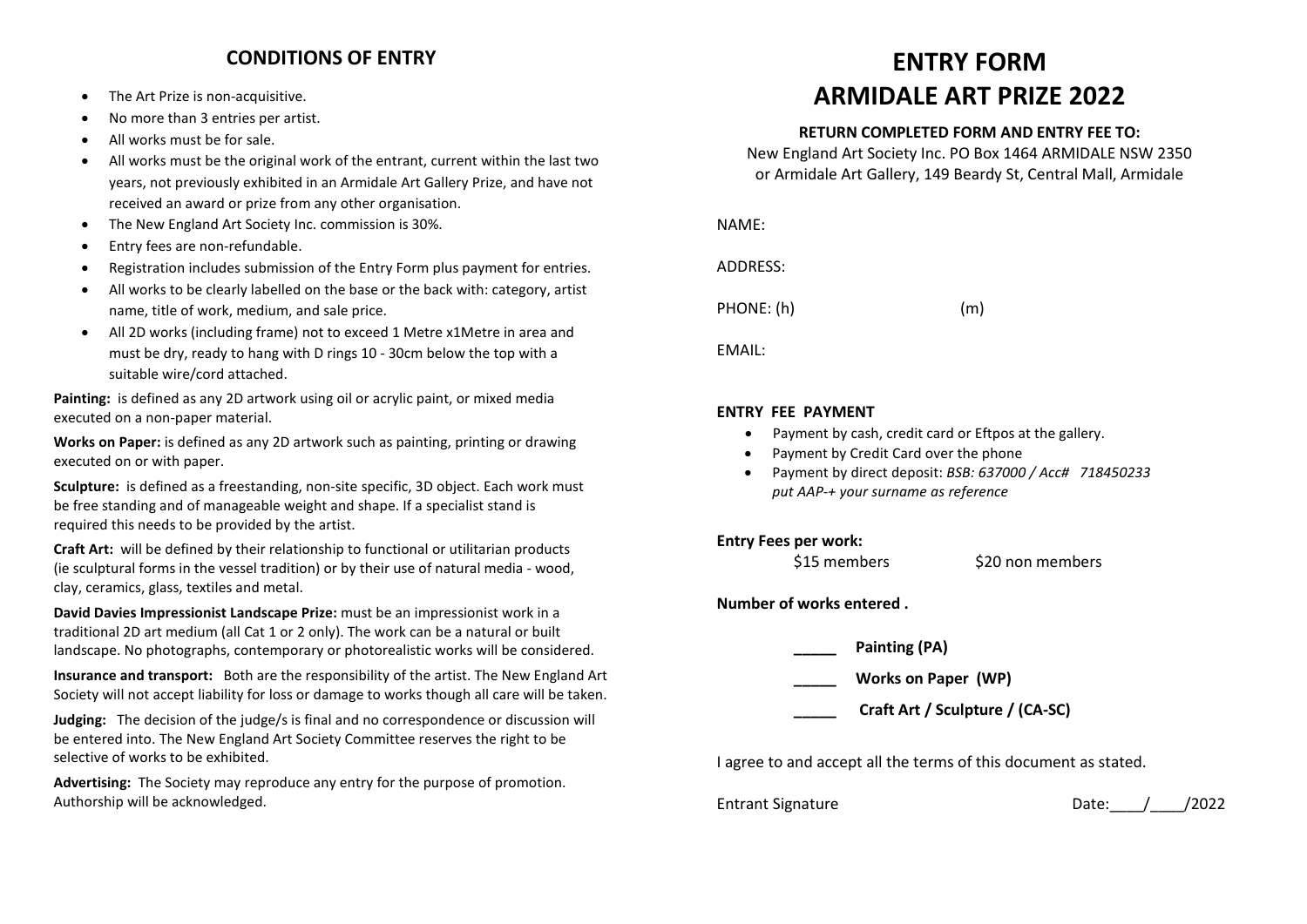## CONDITIONS OF ENTRY

- The Art Prize is non-acquisitive.
- No more than 3 entries per artist.
- All works must be for sale.
- All works must be the original work of the entrant, current within the last two years, not previously exhibited in an Armidale Art Gallery Prize, and have not received an award or prize from any other organisation.
- The New England Art Society Inc. commission is 30%.
- Entry fees are non-refundable.
- Registration includes submission of the Entry Form plus payment for entries.
- All works to be clearly labelled on the base or the back with: category, artist name, title of work, medium, and sale price.
- All 2D works (including frame) not to exceed 1 Metre x1Metre in area and must be dry, ready to hang with D rings 10 - 30cm below the top with a suitable wire/cord attached.

**Painting:** is defined as any 2D artwork using oil or acrylic paint, or mixed media executed on a non-paper material.

**Works on Paper:** is defined as any 2D artwork such as painting, printing or drawing executed on or with paper.

**Sculpture:** is defined as a freestanding, non-site specific, 3D object. Each work must be free standing and of manageable weight and shape. If a specialist stand is required this needs to be provided by the artist.

**Craft Art:** will be defined by their relationship to functional or utilitarian products (ie sculptural forms in the vessel tradition) or by their use of natural media - wood, clay, ceramics, glass, textiles and metal.

**David Davies Impressionist Landscape Prize:** must be an impressionist work in a traditional 2D art medium (all Cat 1 or 2 only). The work can be a natural or built landscape. No photographs, contemporary or photorealistic works will be considered.

**Insurance and transport:** Both are the responsibility of the artist. The New England Art Society will not accept liability for loss or damage to works though all care will be taken.

**Judging:** The decision of the judge/s is final and no correspondence or discussion will be entered into. The New England Art Society Committee reserves the right to be selective of works to be exhibited.

**Advertising:** The Society may reproduce any entry for the purpose of promotion. Authorship will be acknowledged.

# ENTRY FORM
# ARMIDALE ART PRIZE 2022

**RETURN COMPLETED FORM AND ENTRY FEE TO:**

New England Art Society Inc. PO Box 1464 ARMIDALE NSW 2350
or Armidale Art Gallery, 149 Beardy St, Central Mall, Armidale

NAME:

ADDRESS:

PHONE: (h)                    (m)

EMAIL:

**ENTRY FEE PAYMENT**

- Payment by cash, credit card or Eftpos at the gallery.
- Payment by Credit Card over the phone
- Payment by direct deposit: *BSB: 637000 / Acc# 718450233 put AAP-+ your surname as reference*

**Entry Fees per work:**

$15 members        $20 non members

**Number of works entered .**

_____ **Painting (PA)**

_____ **Works on Paper (WP)**

_____ **Craft Art / Sculpture / (CA-SC)**

I agree to and accept all the terms of this document as stated.

Entrant Signature        Date:____/____/2022